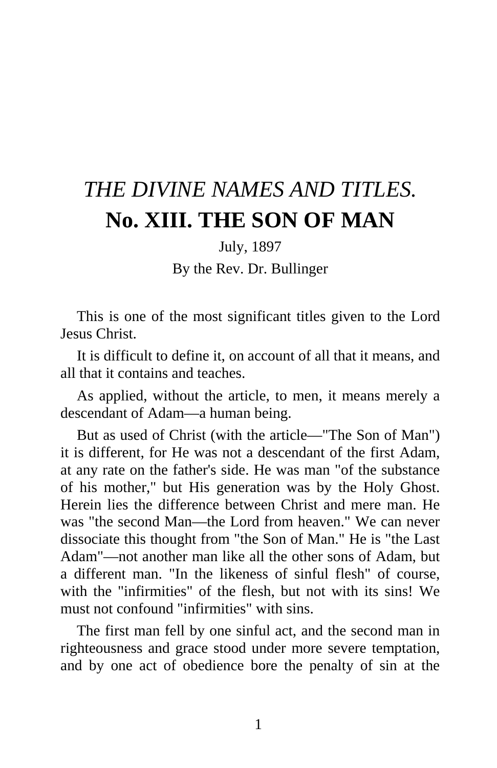# *THE DIVINE NAMES AND TITLES.*
# No. XIII. THE SON OF MAN

July, 1897

By the Rev. Dr. Bullinger

This is one of the most significant titles given to the Lord Jesus Christ.

It is difficult to define it, on account of all that it means, and all that it contains and teaches.

As applied, without the article, to men, it means merely a descendant of Adam—a human being.

But as used of Christ (with the article—"The Son of Man") it is different, for He was not a descendant of the first Adam, at any rate on the father's side. He was man "of the substance of his mother," but His generation was by the Holy Ghost. Herein lies the difference between Christ and mere man. He was "the second Man—the Lord from heaven." We can never dissociate this thought from "the Son of Man." He is "the Last Adam"—not another man like all the other sons of Adam, but a different man. "In the likeness of sinful flesh" of course, with the "infirmities" of the flesh, but not with its sins! We must not confound "infirmities" with sins.

The first man fell by one sinful act, and the second man in righteousness and grace stood under more severe temptation, and by one act of obedience bore the penalty of sin at the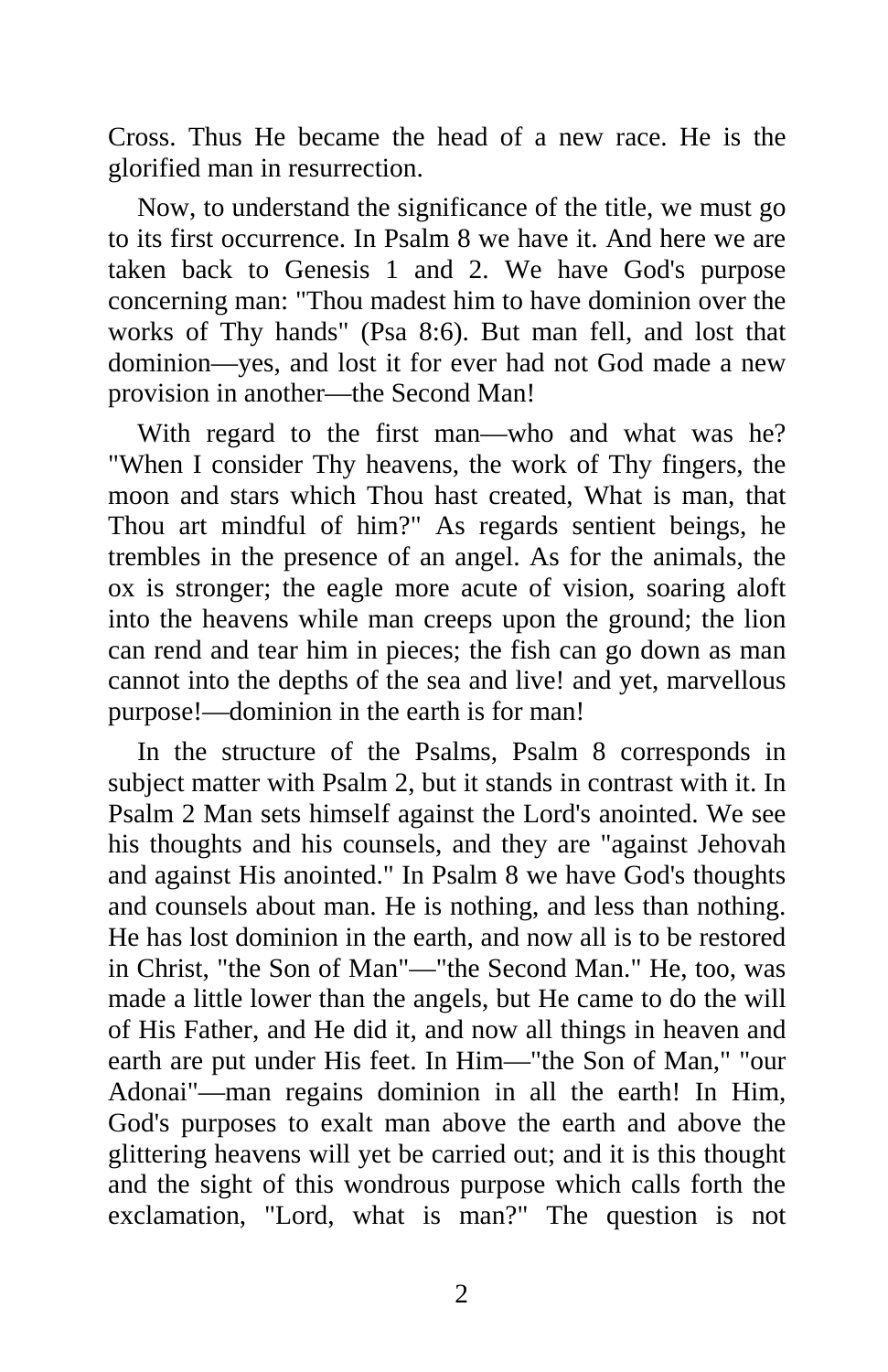Cross. Thus He became the head of a new race. He is the glorified man in resurrection.

Now, to understand the significance of the title, we must go to its first occurrence. In Psalm 8 we have it. And here we are taken back to Genesis 1 and 2. We have God's purpose concerning man: "Thou madest him to have dominion over the works of Thy hands" (Psa 8:6). But man fell, and lost that dominion—yes, and lost it for ever had not God made a new provision in another—the Second Man!

With regard to the first man—who and what was he? "When I consider Thy heavens, the work of Thy fingers, the moon and stars which Thou hast created, What is man, that Thou art mindful of him?" As regards sentient beings, he trembles in the presence of an angel. As for the animals, the ox is stronger; the eagle more acute of vision, soaring aloft into the heavens while man creeps upon the ground; the lion can rend and tear him in pieces; the fish can go down as man cannot into the depths of the sea and live! and yet, marvellous purpose!—dominion in the earth is for man!

In the structure of the Psalms, Psalm 8 corresponds in subject matter with Psalm 2, but it stands in contrast with it. In Psalm 2 Man sets himself against the Lord's anointed. We see his thoughts and his counsels, and they are "against Jehovah and against His anointed." In Psalm 8 we have God's thoughts and counsels about man. He is nothing, and less than nothing. He has lost dominion in the earth, and now all is to be restored in Christ, "the Son of Man"—"the Second Man." He, too, was made a little lower than the angels, but He came to do the will of His Father, and He did it, and now all things in heaven and earth are put under His feet. In Him—"the Son of Man," "our Adonai"—man regains dominion in all the earth! In Him, God's purposes to exalt man above the earth and above the glittering heavens will yet be carried out; and it is this thought and the sight of this wondrous purpose which calls forth the exclamation, "Lord, what is man?" The question is not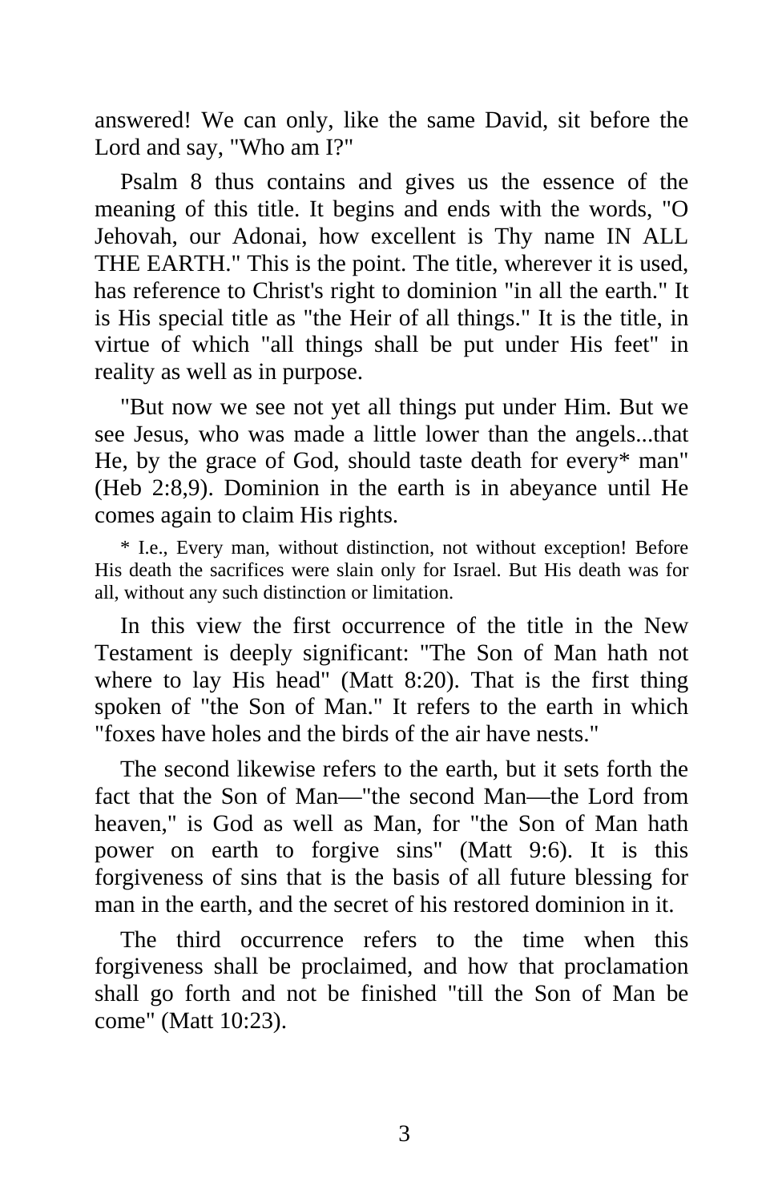answered! We can only, like the same David, sit before the Lord and say, "Who am I?"

Psalm 8 thus contains and gives us the essence of the meaning of this title. It begins and ends with the words, "O Jehovah, our Adonai, how excellent is Thy name IN ALL THE EARTH." This is the point. The title, wherever it is used, has reference to Christ's right to dominion "in all the earth." It is His special title as "the Heir of all things." It is the title, in virtue of which "all things shall be put under His feet" in reality as well as in purpose.

"But now we see not yet all things put under Him. But we see Jesus, who was made a little lower than the angels...that He, by the grace of God, should taste death for every* man" (Heb 2:8,9). Dominion in the earth is in abeyance until He comes again to claim His rights.

* I.e., Every man, without distinction, not without exception! Before His death the sacrifices were slain only for Israel. But His death was for all, without any such distinction or limitation.

In this view the first occurrence of the title in the New Testament is deeply significant: "The Son of Man hath not where to lay His head" (Matt 8:20). That is the first thing spoken of "the Son of Man." It refers to the earth in which "foxes have holes and the birds of the air have nests."

The second likewise refers to the earth, but it sets forth the fact that the Son of Man—"the second Man—the Lord from heaven," is God as well as Man, for "the Son of Man hath power on earth to forgive sins" (Matt 9:6). It is this forgiveness of sins that is the basis of all future blessing for man in the earth, and the secret of his restored dominion in it.

The third occurrence refers to the time when this forgiveness shall be proclaimed, and how that proclamation shall go forth and not be finished "till the Son of Man be come" (Matt 10:23).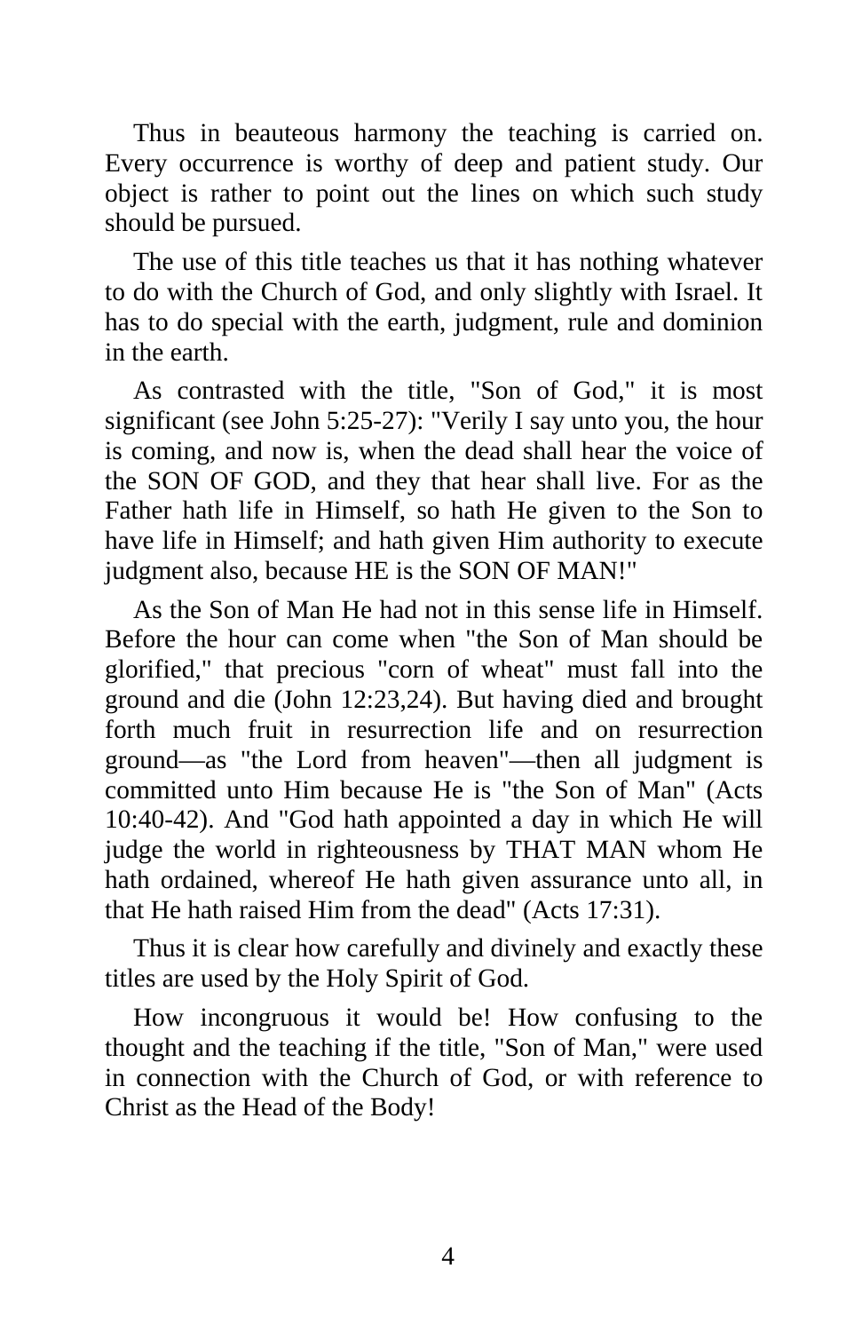Thus in beauteous harmony the teaching is carried on. Every occurrence is worthy of deep and patient study. Our object is rather to point out the lines on which such study should be pursued.

The use of this title teaches us that it has nothing whatever to do with the Church of God, and only slightly with Israel. It has to do special with the earth, judgment, rule and dominion in the earth.

As contrasted with the title, "Son of God," it is most significant (see John 5:25-27): "Verily I say unto you, the hour is coming, and now is, when the dead shall hear the voice of the SON OF GOD, and they that hear shall live. For as the Father hath life in Himself, so hath He given to the Son to have life in Himself; and hath given Him authority to execute judgment also, because HE is the SON OF MAN!"

As the Son of Man He had not in this sense life in Himself. Before the hour can come when "the Son of Man should be glorified," that precious "corn of wheat" must fall into the ground and die (John 12:23,24). But having died and brought forth much fruit in resurrection life and on resurrection ground—as "the Lord from heaven"—then all judgment is committed unto Him because He is "the Son of Man" (Acts 10:40-42). And "God hath appointed a day in which He will judge the world in righteousness by THAT MAN whom He hath ordained, whereof He hath given assurance unto all, in that He hath raised Him from the dead" (Acts 17:31).

Thus it is clear how carefully and divinely and exactly these titles are used by the Holy Spirit of God.

How incongruous it would be! How confusing to the thought and the teaching if the title, "Son of Man," were used in connection with the Church of God, or with reference to Christ as the Head of the Body!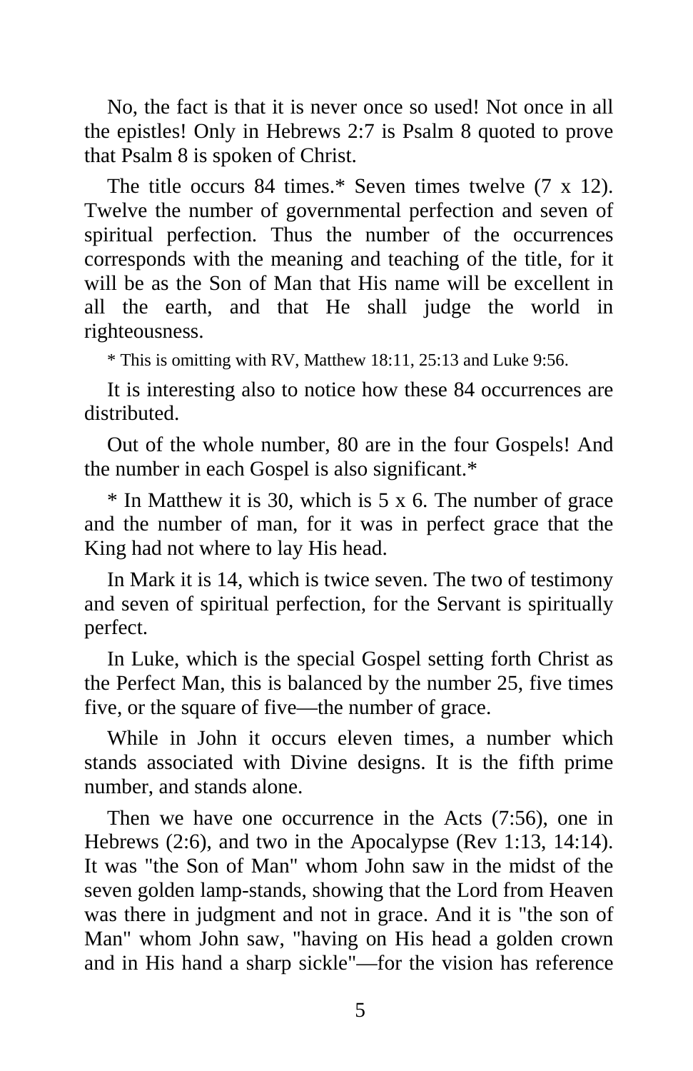No, the fact is that it is never once so used! Not once in all the epistles! Only in Hebrews 2:7 is Psalm 8 quoted to prove that Psalm 8 is spoken of Christ.

The title occurs 84 times.* Seven times twelve (7 x 12). Twelve the number of governmental perfection and seven of spiritual perfection. Thus the number of the occurrences corresponds with the meaning and teaching of the title, for it will be as the Son of Man that His name will be excellent in all the earth, and that He shall judge the world in righteousness.

\* This is omitting with RV, Matthew 18:11, 25:13 and Luke 9:56.

It is interesting also to notice how these 84 occurrences are distributed.

Out of the whole number, 80 are in the four Gospels! And the number in each Gospel is also significant.*

\* In Matthew it is 30, which is 5 x 6. The number of grace and the number of man, for it was in perfect grace that the King had not where to lay His head.

In Mark it is 14, which is twice seven. The two of testimony and seven of spiritual perfection, for the Servant is spiritually perfect.

In Luke, which is the special Gospel setting forth Christ as the Perfect Man, this is balanced by the number 25, five times five, or the square of five—the number of grace.

While in John it occurs eleven times, a number which stands associated with Divine designs. It is the fifth prime number, and stands alone.

Then we have one occurrence in the Acts (7:56), one in Hebrews (2:6), and two in the Apocalypse (Rev 1:13, 14:14). It was "the Son of Man" whom John saw in the midst of the seven golden lamp-stands, showing that the Lord from Heaven was there in judgment and not in grace. And it is "the son of Man" whom John saw, "having on His head a golden crown and in His hand a sharp sickle"—for the vision has reference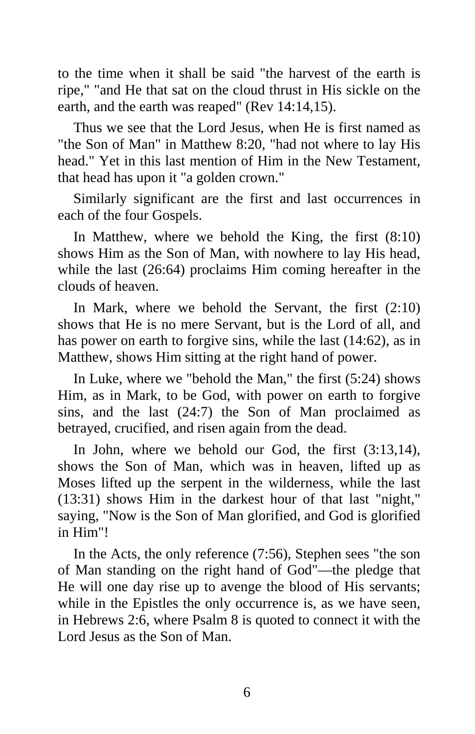to the time when it shall be said "the harvest of the earth is ripe," "and He that sat on the cloud thrust in His sickle on the earth, and the earth was reaped" (Rev 14:14,15).

Thus we see that the Lord Jesus, when He is first named as "the Son of Man" in Matthew 8:20, "had not where to lay His head." Yet in this last mention of Him in the New Testament, that head has upon it "a golden crown."

Similarly significant are the first and last occurrences in each of the four Gospels.

In Matthew, where we behold the King, the first (8:10) shows Him as the Son of Man, with nowhere to lay His head, while the last (26:64) proclaims Him coming hereafter in the clouds of heaven.

In Mark, where we behold the Servant, the first (2:10) shows that He is no mere Servant, but is the Lord of all, and has power on earth to forgive sins, while the last (14:62), as in Matthew, shows Him sitting at the right hand of power.

In Luke, where we "behold the Man," the first (5:24) shows Him, as in Mark, to be God, with power on earth to forgive sins, and the last (24:7) the Son of Man proclaimed as betrayed, crucified, and risen again from the dead.

In John, where we behold our God, the first (3:13,14), shows the Son of Man, which was in heaven, lifted up as Moses lifted up the serpent in the wilderness, while the last (13:31) shows Him in the darkest hour of that last "night," saying, "Now is the Son of Man glorified, and God is glorified in Him"!

In the Acts, the only reference (7:56), Stephen sees "the son of Man standing on the right hand of God"—the pledge that He will one day rise up to avenge the blood of His servants; while in the Epistles the only occurrence is, as we have seen, in Hebrews 2:6, where Psalm 8 is quoted to connect it with the Lord Jesus as the Son of Man.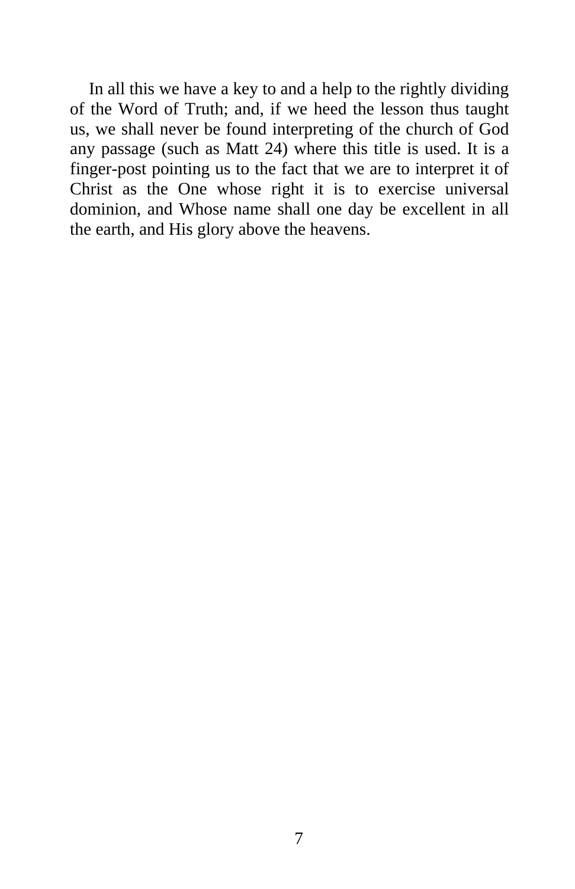In all this we have a key to and a help to the rightly dividing of the Word of Truth; and, if we heed the lesson thus taught us, we shall never be found interpreting of the church of God any passage (such as Matt 24) where this title is used. It is a finger-post pointing us to the fact that we are to interpret it of Christ as the One whose right it is to exercise universal dominion, and Whose name shall one day be excellent in all the earth, and His glory above the heavens.